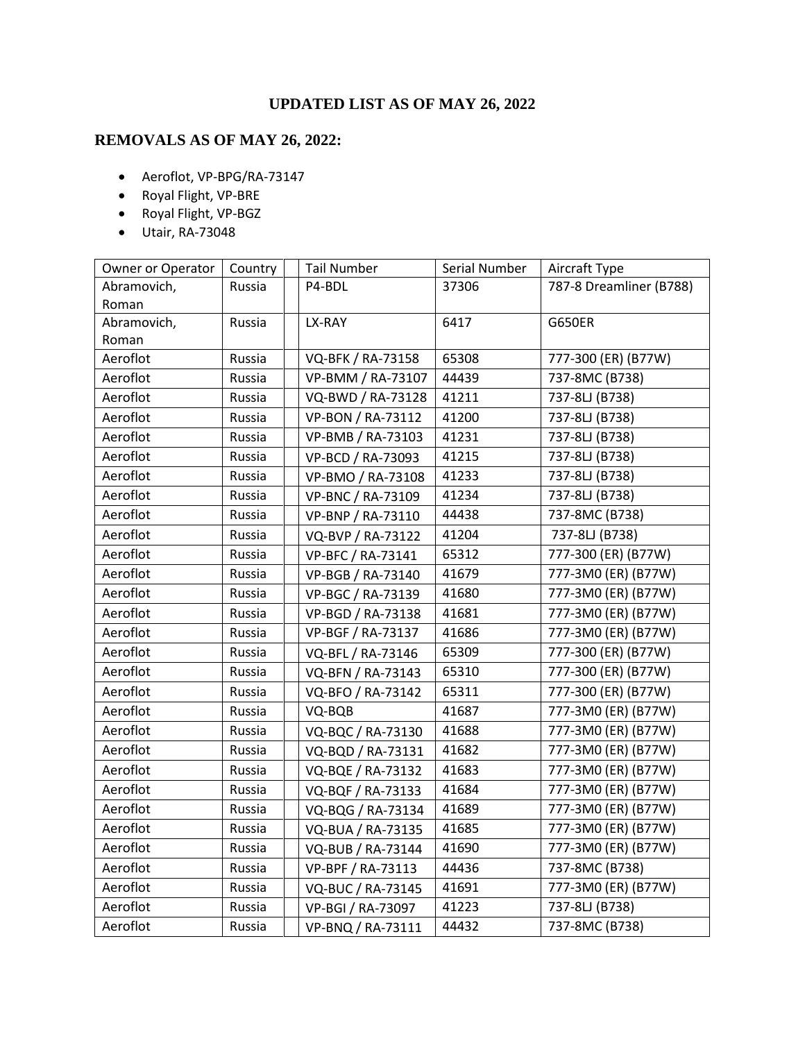# UPDATED LIST AS OF MAY 26, 2022

## REMOVALS AS OF MAY 26, 2022:

- Aeroflot, VP-BPG/RA-73147
- Royal Flight, VP-BRE
- Royal Flight, VP-BGZ
- Utair, RA-73048

| Owner or Operator | Country | | Tail Number | Serial Number | Aircraft Type |
|---|---|---|---|---|---|
| Abramovich, Roman | Russia | | P4-BDL | 37306 | 787-8 Dreamliner (B788) |
| Abramovich, Roman | Russia | | LX-RAY | 6417 | G650ER |
| Aeroflot | Russia | | VQ-BFK / RA-73158 | 65308 | 777-300 (ER) (B77W) |
| Aeroflot | Russia | | VP-BMM / RA-73107 | 44439 | 737-8MC (B738) |
| Aeroflot | Russia | | VQ-BWD / RA-73128 | 41211 | 737-8LJ (B738) |
| Aeroflot | Russia | | VP-BON / RA-73112 | 41200 | 737-8LJ (B738) |
| Aeroflot | Russia | | VP-BMB / RA-73103 | 41231 | 737-8LJ (B738) |
| Aeroflot | Russia | | VP-BCD / RA-73093 | 41215 | 737-8LJ (B738) |
| Aeroflot | Russia | | VP-BMO / RA-73108 | 41233 | 737-8LJ (B738) |
| Aeroflot | Russia | | VP-BNC / RA-73109 | 41234 | 737-8LJ (B738) |
| Aeroflot | Russia | | VP-BNP / RA-73110 | 44438 | 737-8MC (B738) |
| Aeroflot | Russia | | VQ-BVP / RA-73122 | 41204 | 737-8LJ (B738) |
| Aeroflot | Russia | | VP-BFC / RA-73141 | 65312 | 777-300 (ER) (B77W) |
| Aeroflot | Russia | | VP-BGB / RA-73140 | 41679 | 777-3M0 (ER) (B77W) |
| Aeroflot | Russia | | VP-BGC / RA-73139 | 41680 | 777-3M0 (ER) (B77W) |
| Aeroflot | Russia | | VP-BGD / RA-73138 | 41681 | 777-3M0 (ER) (B77W) |
| Aeroflot | Russia | | VP-BGF / RA-73137 | 41686 | 777-3M0 (ER) (B77W) |
| Aeroflot | Russia | | VQ-BFL / RA-73146 | 65309 | 777-300 (ER) (B77W) |
| Aeroflot | Russia | | VQ-BFN / RA-73143 | 65310 | 777-300 (ER) (B77W) |
| Aeroflot | Russia | | VQ-BFO / RA-73142 | 65311 | 777-300 (ER) (B77W) |
| Aeroflot | Russia | | VQ-BQB | 41687 | 777-3M0 (ER) (B77W) |
| Aeroflot | Russia | | VQ-BQC / RA-73130 | 41688 | 777-3M0 (ER) (B77W) |
| Aeroflot | Russia | | VQ-BQD / RA-73131 | 41682 | 777-3M0 (ER) (B77W) |
| Aeroflot | Russia | | VQ-BQE / RA-73132 | 41683 | 777-3M0 (ER) (B77W) |
| Aeroflot | Russia | | VQ-BQF / RA-73133 | 41684 | 777-3M0 (ER) (B77W) |
| Aeroflot | Russia | | VQ-BQG / RA-73134 | 41689 | 777-3M0 (ER) (B77W) |
| Aeroflot | Russia | | VQ-BUA / RA-73135 | 41685 | 777-3M0 (ER) (B77W) |
| Aeroflot | Russia | | VQ-BUB / RA-73144 | 41690 | 777-3M0 (ER) (B77W) |
| Aeroflot | Russia | | VP-BPF / RA-73113 | 44436 | 737-8MC (B738) |
| Aeroflot | Russia | | VQ-BUC / RA-73145 | 41691 | 777-3M0 (ER) (B77W) |
| Aeroflot | Russia | | VP-BGI / RA-73097 | 41223 | 737-8LJ (B738) |
| Aeroflot | Russia | | VP-BNQ / RA-73111 | 44432 | 737-8MC (B738) |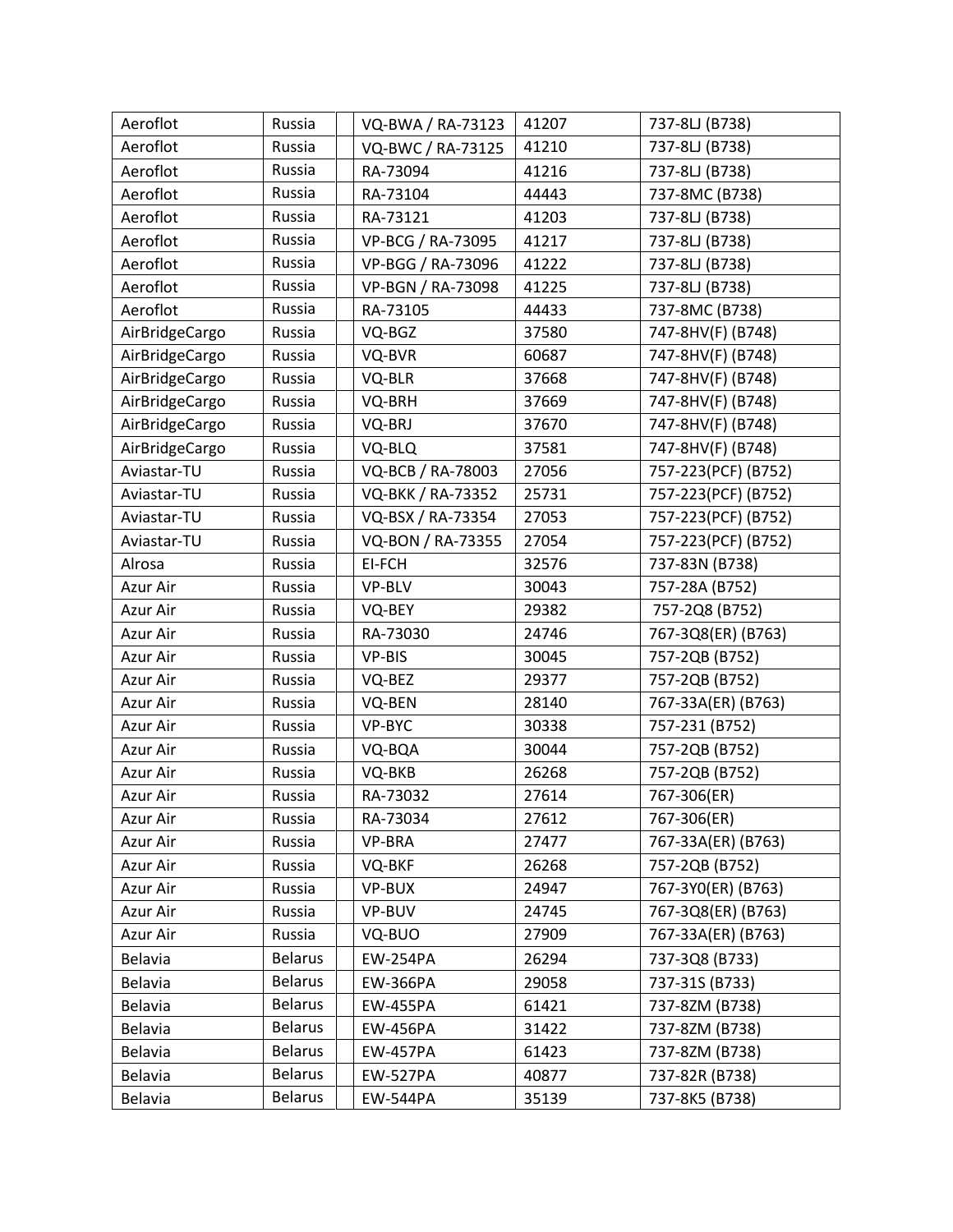| Aeroflot | Russia | | VQ-BWA / RA-73123 | 41207 | 737-8LJ (B738) |
|---|---|---|---|---|---|
| Aeroflot | Russia | | VQ-BWC / RA-73125 | 41210 | 737-8LJ (B738) |
| Aeroflot | Russia | | RA-73094 | 41216 | 737-8LJ (B738) |
| Aeroflot | Russia | | RA-73104 | 44443 | 737-8MC (B738) |
| Aeroflot | Russia | | RA-73121 | 41203 | 737-8LJ (B738) |
| Aeroflot | Russia | | VP-BCG / RA-73095 | 41217 | 737-8LJ (B738) |
| Aeroflot | Russia | | VP-BGG / RA-73096 | 41222 | 737-8LJ (B738) |
| Aeroflot | Russia | | VP-BGN / RA-73098 | 41225 | 737-8LJ (B738) |
| Aeroflot | Russia | | RA-73105 | 44433 | 737-8MC (B738) |
| AirBridgeCargo | Russia | | VQ-BGZ | 37580 | 747-8HV(F) (B748) |
| AirBridgeCargo | Russia | | VQ-BVR | 60687 | 747-8HV(F) (B748) |
| AirBridgeCargo | Russia | | VQ-BLR | 37668 | 747-8HV(F) (B748) |
| AirBridgeCargo | Russia | | VQ-BRH | 37669 | 747-8HV(F) (B748) |
| AirBridgeCargo | Russia | | VQ-BRJ | 37670 | 747-8HV(F) (B748) |
| AirBridgeCargo | Russia | | VQ-BLQ | 37581 | 747-8HV(F) (B748) |
| Aviastar-TU | Russia | | VQ-BCB / RA-78003 | 27056 | 757-223(PCF) (B752) |
| Aviastar-TU | Russia | | VQ-BKK / RA-73352 | 25731 | 757-223(PCF) (B752) |
| Aviastar-TU | Russia | | VQ-BSX / RA-73354 | 27053 | 757-223(PCF) (B752) |
| Aviastar-TU | Russia | | VQ-BON / RA-73355 | 27054 | 757-223(PCF) (B752) |
| Alrosa | Russia | | EI-FCH | 32576 | 737-83N (B738) |
| Azur Air | Russia | | VP-BLV | 30043 | 757-28A (B752) |
| Azur Air | Russia | | VQ-BEY | 29382 | 757-2Q8 (B752) |
| Azur Air | Russia | | RA-73030 | 24746 | 767-3Q8(ER) (B763) |
| Azur Air | Russia | | VP-BIS | 30045 | 757-2QB (B752) |
| Azur Air | Russia | | VQ-BEZ | 29377 | 757-2QB (B752) |
| Azur Air | Russia | | VQ-BEN | 28140 | 767-33A(ER) (B763) |
| Azur Air | Russia | | VP-BYC | 30338 | 757-231 (B752) |
| Azur Air | Russia | | VQ-BQA | 30044 | 757-2QB (B752) |
| Azur Air | Russia | | VQ-BKB | 26268 | 757-2QB (B752) |
| Azur Air | Russia | | RA-73032 | 27614 | 767-306(ER) |
| Azur Air | Russia | | RA-73034 | 27612 | 767-306(ER) |
| Azur Air | Russia | | VP-BRA | 27477 | 767-33A(ER) (B763) |
| Azur Air | Russia | | VQ-BKF | 26268 | 757-2QB (B752) |
| Azur Air | Russia | | VP-BUX | 24947 | 767-3Y0(ER) (B763) |
| Azur Air | Russia | | VP-BUV | 24745 | 767-3Q8(ER) (B763) |
| Azur Air | Russia | | VQ-BUO | 27909 | 767-33A(ER) (B763) |
| Belavia | Belarus | | EW-254PA | 26294 | 737-3Q8 (B733) |
| Belavia | Belarus | | EW-366PA | 29058 | 737-31S (B733) |
| Belavia | Belarus | | EW-455PA | 61421 | 737-8ZM (B738) |
| Belavia | Belarus | | EW-456PA | 31422 | 737-8ZM (B738) |
| Belavia | Belarus | | EW-457PA | 61423 | 737-8ZM (B738) |
| Belavia | Belarus | | EW-527PA | 40877 | 737-82R (B738) |
| Belavia | Belarus | | EW-544PA | 35139 | 737-8K5 (B738) |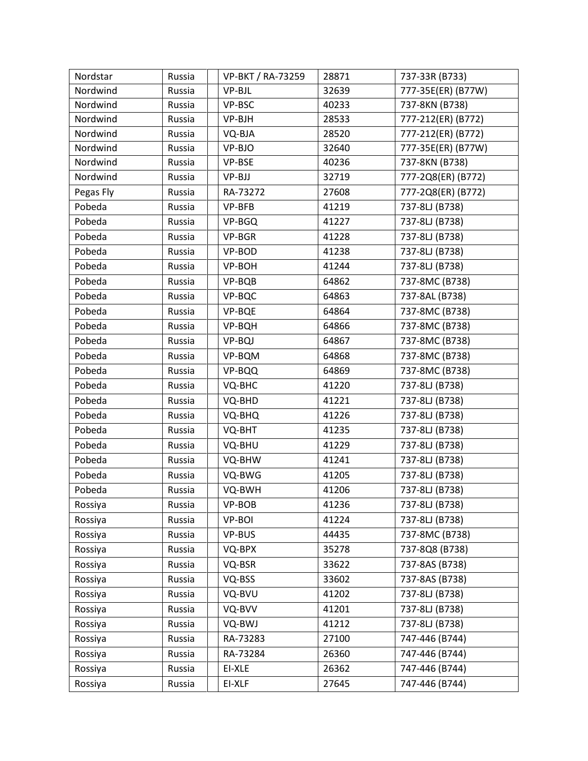| | | | | | |
|---|---|---|---|---|---|
| Nordstar | Russia | | VP-BKT / RA-73259 | 28871 | 737-33R (B733) |
| Nordwind | Russia | | VP-BJL | 32639 | 777-35E(ER) (B77W) |
| Nordwind | Russia | | VP-BSC | 40233 | 737-8KN (B738) |
| Nordwind | Russia | | VP-BJH | 28533 | 777-212(ER) (B772) |
| Nordwind | Russia | | VQ-BJA | 28520 | 777-212(ER) (B772) |
| Nordwind | Russia | | VP-BJO | 32640 | 777-35E(ER) (B77W) |
| Nordwind | Russia | | VP-BSE | 40236 | 737-8KN (B738) |
| Nordwind | Russia | | VP-BJJ | 32719 | 777-2Q8(ER) (B772) |
| Pegas Fly | Russia | | RA-73272 | 27608 | 777-2Q8(ER) (B772) |
| Pobeda | Russia | | VP-BFB | 41219 | 737-8LJ (B738) |
| Pobeda | Russia | | VP-BGQ | 41227 | 737-8LJ (B738) |
| Pobeda | Russia | | VP-BGR | 41228 | 737-8LJ (B738) |
| Pobeda | Russia | | VP-BOD | 41238 | 737-8LJ (B738) |
| Pobeda | Russia | | VP-BOH | 41244 | 737-8LJ (B738) |
| Pobeda | Russia | | VP-BQB | 64862 | 737-8MC (B738) |
| Pobeda | Russia | | VP-BQC | 64863 | 737-8AL (B738) |
| Pobeda | Russia | | VP-BQE | 64864 | 737-8MC (B738) |
| Pobeda | Russia | | VP-BQH | 64866 | 737-8MC (B738) |
| Pobeda | Russia | | VP-BQJ | 64867 | 737-8MC (B738) |
| Pobeda | Russia | | VP-BQM | 64868 | 737-8MC (B738) |
| Pobeda | Russia | | VP-BQQ | 64869 | 737-8MC (B738) |
| Pobeda | Russia | | VQ-BHC | 41220 | 737-8LJ (B738) |
| Pobeda | Russia | | VQ-BHD | 41221 | 737-8LJ (B738) |
| Pobeda | Russia | | VQ-BHQ | 41226 | 737-8LJ (B738) |
| Pobeda | Russia | | VQ-BHT | 41235 | 737-8LJ (B738) |
| Pobeda | Russia | | VQ-BHU | 41229 | 737-8LJ (B738) |
| Pobeda | Russia | | VQ-BHW | 41241 | 737-8LJ (B738) |
| Pobeda | Russia | | VQ-BWG | 41205 | 737-8LJ (B738) |
| Pobeda | Russia | | VQ-BWH | 41206 | 737-8LJ (B738) |
| Rossiya | Russia | | VP-BOB | 41236 | 737-8LJ (B738) |
| Rossiya | Russia | | VP-BOI | 41224 | 737-8LJ (B738) |
| Rossiya | Russia | | VP-BUS | 44435 | 737-8MC (B738) |
| Rossiya | Russia | | VQ-BPX | 35278 | 737-8Q8 (B738) |
| Rossiya | Russia | | VQ-BSR | 33622 | 737-8AS (B738) |
| Rossiya | Russia | | VQ-BSS | 33602 | 737-8AS (B738) |
| Rossiya | Russia | | VQ-BVU | 41202 | 737-8LJ (B738) |
| Rossiya | Russia | | VQ-BVV | 41201 | 737-8LJ (B738) |
| Rossiya | Russia | | VQ-BWJ | 41212 | 737-8LJ (B738) |
| Rossiya | Russia | | RA-73283 | 27100 | 747-446 (B744) |
| Rossiya | Russia | | RA-73284 | 26360 | 747-446 (B744) |
| Rossiya | Russia | | EI-XLE | 26362 | 747-446 (B744) |
| Rossiya | Russia | | EI-XLF | 27645 | 747-446 (B744) |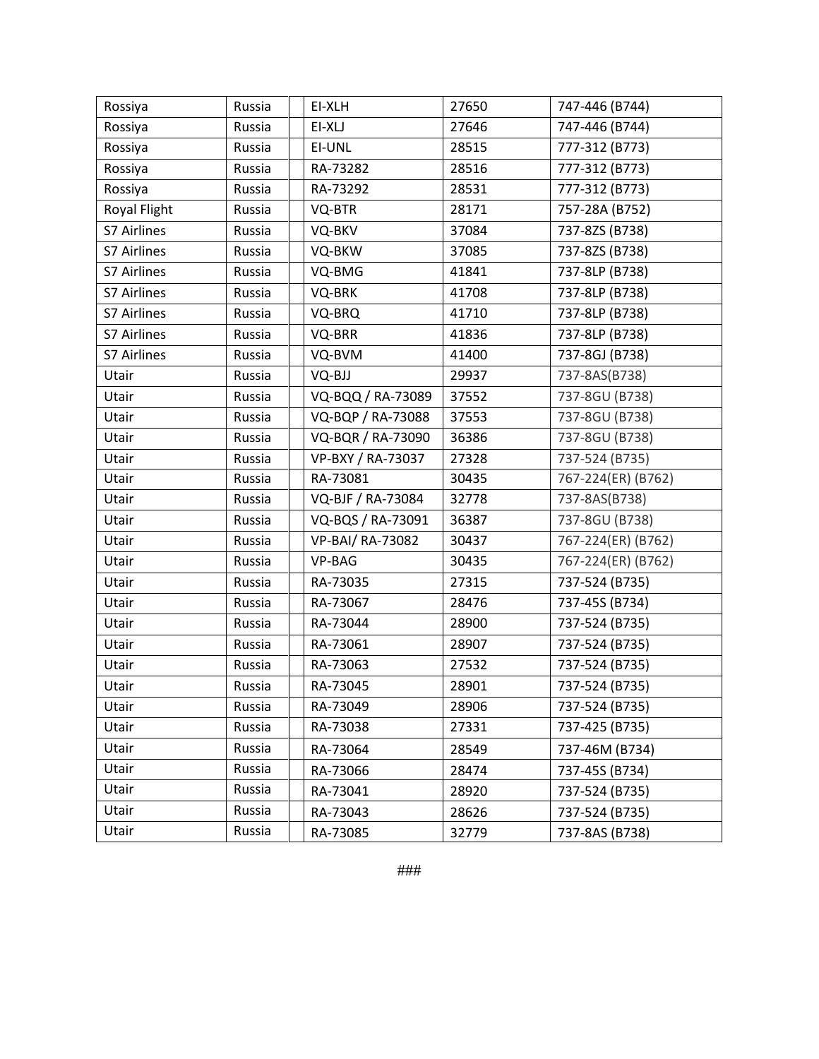| | | | | | |
|---|---|---|---|---|---|
| Rossiya | Russia | | EI-XLH | 27650 | 747-446 (B744) |
| Rossiya | Russia | | EI-XLJ | 27646 | 747-446 (B744) |
| Rossiya | Russia | | EI-UNL | 28515 | 777-312 (B773) |
| Rossiya | Russia | | RA-73282 | 28516 | 777-312 (B773) |
| Rossiya | Russia | | RA-73292 | 28531 | 777-312 (B773) |
| Royal Flight | Russia | | VQ-BTR | 28171 | 757-28A (B752) |
| S7 Airlines | Russia | | VQ-BKV | 37084 | 737-8ZS (B738) |
| S7 Airlines | Russia | | VQ-BKW | 37085 | 737-8ZS (B738) |
| S7 Airlines | Russia | | VQ-BMG | 41841 | 737-8LP (B738) |
| S7 Airlines | Russia | | VQ-BRK | 41708 | 737-8LP (B738) |
| S7 Airlines | Russia | | VQ-BRQ | 41710 | 737-8LP (B738) |
| S7 Airlines | Russia | | VQ-BRR | 41836 | 737-8LP (B738) |
| S7 Airlines | Russia | | VQ-BVM | 41400 | 737-8GJ (B738) |
| Utair | Russia | | VQ-BJJ | 29937 | 737-8AS(B738) |
| Utair | Russia | | VQ-BQQ / RA-73089 | 37552 | 737-8GU (B738) |
| Utair | Russia | | VQ-BQP / RA-73088 | 37553 | 737-8GU (B738) |
| Utair | Russia | | VQ-BQR / RA-73090 | 36386 | 737-8GU (B738) |
| Utair | Russia | | VP-BXY / RA-73037 | 27328 | 737-524 (B735) |
| Utair | Russia | | RA-73081 | 30435 | 767-224(ER) (B762) |
| Utair | Russia | | VQ-BJF / RA-73084 | 32778 | 737-8AS(B738) |
| Utair | Russia | | VQ-BQS / RA-73091 | 36387 | 737-8GU (B738) |
| Utair | Russia | | VP-BAI/ RA-73082 | 30437 | 767-224(ER) (B762) |
| Utair | Russia | | VP-BAG | 30435 | 767-224(ER) (B762) |
| Utair | Russia | | RA-73035 | 27315 | 737-524 (B735) |
| Utair | Russia | | RA-73067 | 28476 | 737-45S (B734) |
| Utair | Russia | | RA-73044 | 28900 | 737-524 (B735) |
| Utair | Russia | | RA-73061 | 28907 | 737-524 (B735) |
| Utair | Russia | | RA-73063 | 27532 | 737-524 (B735) |
| Utair | Russia | | RA-73045 | 28901 | 737-524 (B735) |
| Utair | Russia | | RA-73049 | 28906 | 737-524 (B735) |
| Utair | Russia | | RA-73038 | 27331 | 737-425 (B735) |
| Utair | Russia | | RA-73064 | 28549 | 737-46M (B734) |
| Utair | Russia | | RA-73066 | 28474 | 737-45S (B734) |
| Utair | Russia | | RA-73041 | 28920 | 737-524 (B735) |
| Utair | Russia | | RA-73043 | 28626 | 737-524 (B735) |
| Utair | Russia | | RA-73085 | 32779 | 737-8AS (B738) |

###